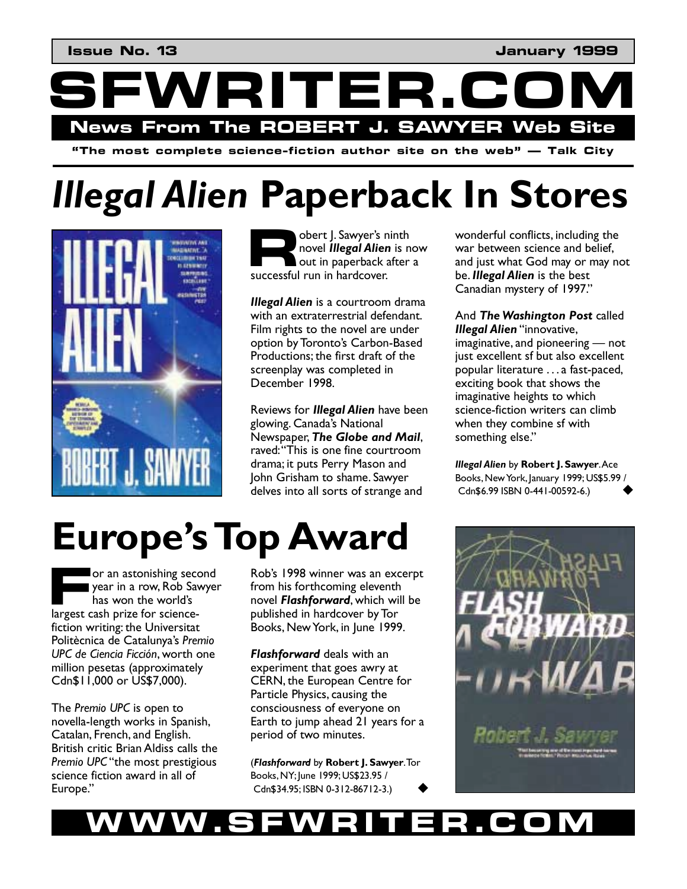**Issue No. 13** **January 1999**

# SFWRITER.COM

**News From The ROBERT J. SAWYER Web Site**

**"The most complete science-fiction author site on the web" — Talk City**

# *Illegal Alien* Paperback In Stores

Robert J. Sawyer's ninth novel ***Illegal Alien*** is now out in paperback after a successful run in hardcover.

***Illegal Alien*** is a courtroom drama with an extraterrestrial defendant. Film rights to the novel are under option by Toronto's Carbon-Based Productions; the first draft of the screenplay was completed in December 1998.

Reviews for ***Illegal Alien*** have been glowing. Canada's National Newspaper, ***The Globe and Mail***, raved: "This is one fine courtroom drama; it puts Perry Mason and John Grisham to shame. Sawyer delves into all sorts of strange and wonderful conflicts, including the war between science and belief, and just what God may or may not be. ***Illegal Alien*** is the best Canadian mystery of 1997."

And ***The Washington Post*** called ***Illegal Alien*** "innovative, imaginative, and pioneering — not just excellent sf but also excellent popular literature . . . a fast-paced, exciting book that shows the imaginative heights to which science-fiction writers can climb when they combine sf with something else."

***Illegal Alien*** by **Robert J. Sawyer**. Ace Books, New York, January 1999; US$5.99 / Cdn$6.99 ISBN 0-441-00592-6.) ◆

# Europe's Top Award

For an astonishing second year in a row, Rob Sawyer has won the world's largest cash prize for science-fiction writing: the Universitat Politècnica de Catalunya's *Premio UPC de Ciencia Ficción*, worth one million pesetas (approximately Cdn$11,000 or US$7,000).

The *Premio UPC* is open to novella-length works in Spanish, Catalan, French, and English. British critic Brian Aldiss calls the *Premio UPC* "the most prestigious science fiction award in all of Europe."

Rob's 1998 winner was an excerpt from his forthcoming eleventh novel ***Flashforward***, which will be published in hardcover by Tor Books, New York, in June 1999.

***Flashforward*** deals with an experiment that goes awry at CERN, the European Centre for Particle Physics, causing the consciousness of everyone on Earth to jump ahead 21 years for a period of two minutes.

(***Flashforward*** by **Robert J. Sawyer**. Tor Books, NY; June 1999; US$23.95 / Cdn$34.95; ISBN 0-312-86712-3.) ◆

**WWW.SFWRITER.COM**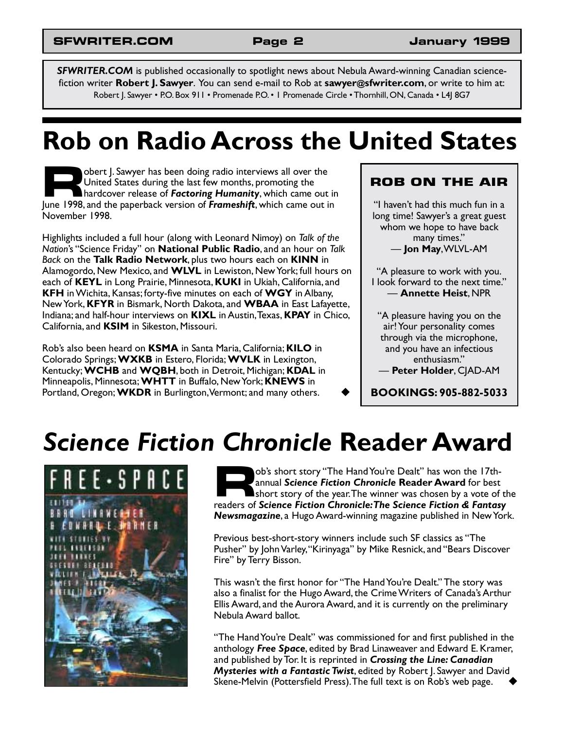*SFWRITER.COM* is published occasionally to spotlight news about Nebula Award-winning Canadian science-fiction writer **Robert J. Sawyer**. You can send e-mail to Rob at **sawyer@sfwriter.com**, or write to him at:
Robert J. Sawyer • P.O. Box 911 • Promenade P.O. • 1 Promenade Circle • Thornhill, ON, Canada • L4J 8G7

# Rob on Radio Across the United States

Robert J. Sawyer has been doing radio interviews all over the United States during the last few months, promoting the hardcover release of ***Factoring Humanity***, which came out in June 1998, and the paperback version of ***Frameshift***, which came out in November 1998.

Highlights included a full hour (along with Leonard Nimoy) on *Talk of the Nation*'s "Science Friday" on **National Public Radio**, and an hour on *Talk Back* on the **Talk Radio Network**, plus two hours each on **KINN** in Alamogordo, New Mexico, and **WLVL** in Lewiston, New York; full hours on each of **KEYL** in Long Prairie, Minnesota, **KUKI** in Ukiah, California, and **KFH** in Wichita, Kansas; forty-five minutes on each of **WGY** in Albany, New York, **KFYR** in Bismark, North Dakota, and **WBAA** in East Lafayette, Indiana; and half-hour interviews on **KIXL** in Austin, Texas, **KPAY** in Chico, California, and **KSIM** in Sikeston, Missouri.

Rob's also been heard on **KSMA** in Santa Maria, California; **KILO** in Colorado Springs; **WXKB** in Estero, Florida; **WVLK** in Lexington, Kentucky; **WCHB** and **WQBH**, both in Detroit, Michigan; **KDAL** in Minneapolis, Minnesota; **WHTT** in Buffalo, New York; **KNEWS** in Portland, Oregon; **WKDR** in Burlington, Vermont; and many others. ◆

**ROB ON THE AIR**

"I haven't had this much fun in a long time! Sawyer's a great guest whom we hope to have back many times."
— **Jon May**, WLVL-AM

"A pleasure to work with you. I look forward to the next time."
— **Annette Heist**, NPR

"A pleasure having you on the air! Your personality comes through via the microphone, and you have an infectious enthusiasm."
— **Peter Holder**, CJAD-AM

**BOOKINGS: 905-882-5033**

# *Science Fiction Chronicle* Reader Award

Rob's short story "The Hand You're Dealt" has won the 17th-annual ***Science Fiction Chronicle*** **Reader Award** for best short story of the year. The winner was chosen by a vote of the readers of ***Science Fiction Chronicle: The Science Fiction & Fantasy Newsmagazine***, a Hugo Award-winning magazine published in New York.

Previous best-short-story winners include such SF classics as "The Pusher" by John Varley, "Kirinyaga" by Mike Resnick, and "Bears Discover Fire" by Terry Bisson.

This wasn't the first honor for "The Hand You're Dealt." The story was also a finalist for the Hugo Award, the Crime Writers of Canada's Arthur Ellis Award, and the Aurora Award, and it is currently on the preliminary Nebula Award ballot.

"The Hand You're Dealt" was commissioned for and first published in the anthology ***Free Space***, edited by Brad Linaweaver and Edward E. Kramer, and published by Tor. It is reprinted in ***Crossing the Line: Canadian Mysteries with a Fantastic Twist***, edited by Robert J. Sawyer and David Skene-Melvin (Pottersfield Press). The full text is on Rob's web page. ◆